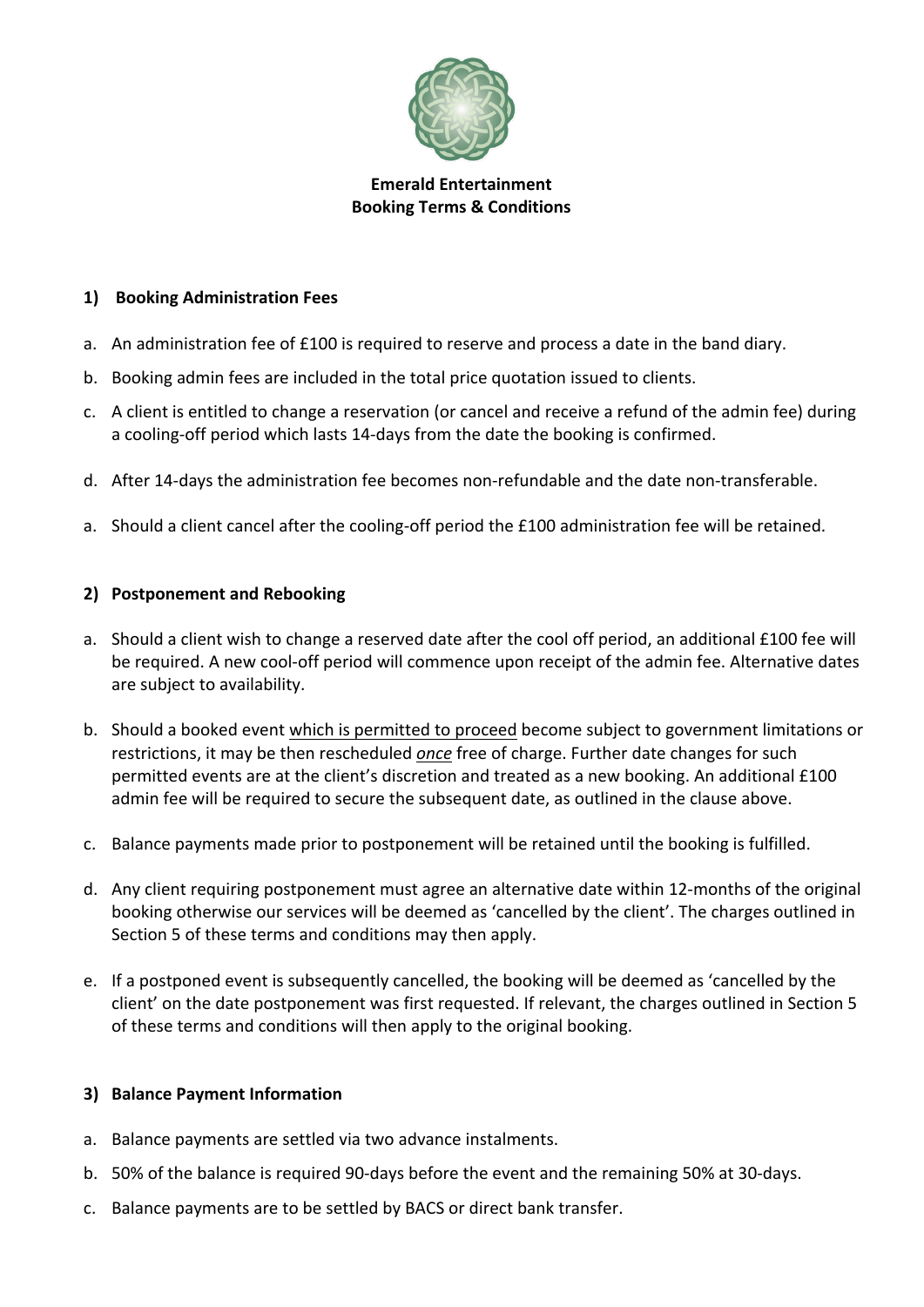**Emerald Entertainment**
**Booking Terms & Conditions**

**1) Booking Administration Fees**

a. An administration fee of £100 is required to reserve and process a date in the band diary.

b. Booking admin fees are included in the total price quotation issued to clients.

c. A client is entitled to change a reservation (or cancel and receive a refund of the admin fee) during a cooling-off period which lasts 14-days from the date the booking is confirmed.

d. After 14-days the administration fee becomes non-refundable and the date non-transferable.

a. Should a client cancel after the cooling-off period the £100 administration fee will be retained.

**2) Postponement and Rebooking**

a. Should a client wish to change a reserved date after the cool off period, an additional £100 fee will be required. A new cool-off period will commence upon receipt of the admin fee. Alternative dates are subject to availability.

b. Should a booked event <u>which is permitted to proceed</u> become subject to government limitations or restrictions, it may be then rescheduled <u>*once*</u> free of charge. Further date changes for such permitted events are at the client's discretion and treated as a new booking. An additional £100 admin fee will be required to secure the subsequent date, as outlined in the clause above.

c. Balance payments made prior to postponement will be retained until the booking is fulfilled.

d. Any client requiring postponement must agree an alternative date within 12-months of the original booking otherwise our services will be deemed as 'cancelled by the client'. The charges outlined in Section 5 of these terms and conditions may then apply.

e. If a postponed event is subsequently cancelled, the booking will be deemed as 'cancelled by the client' on the date postponement was first requested. If relevant, the charges outlined in Section 5 of these terms and conditions will then apply to the original booking.

**3) Balance Payment Information**

a. Balance payments are settled via two advance instalments.

b. 50% of the balance is required 90-days before the event and the remaining 50% at 30-days.

c. Balance payments are to be settled by BACS or direct bank transfer.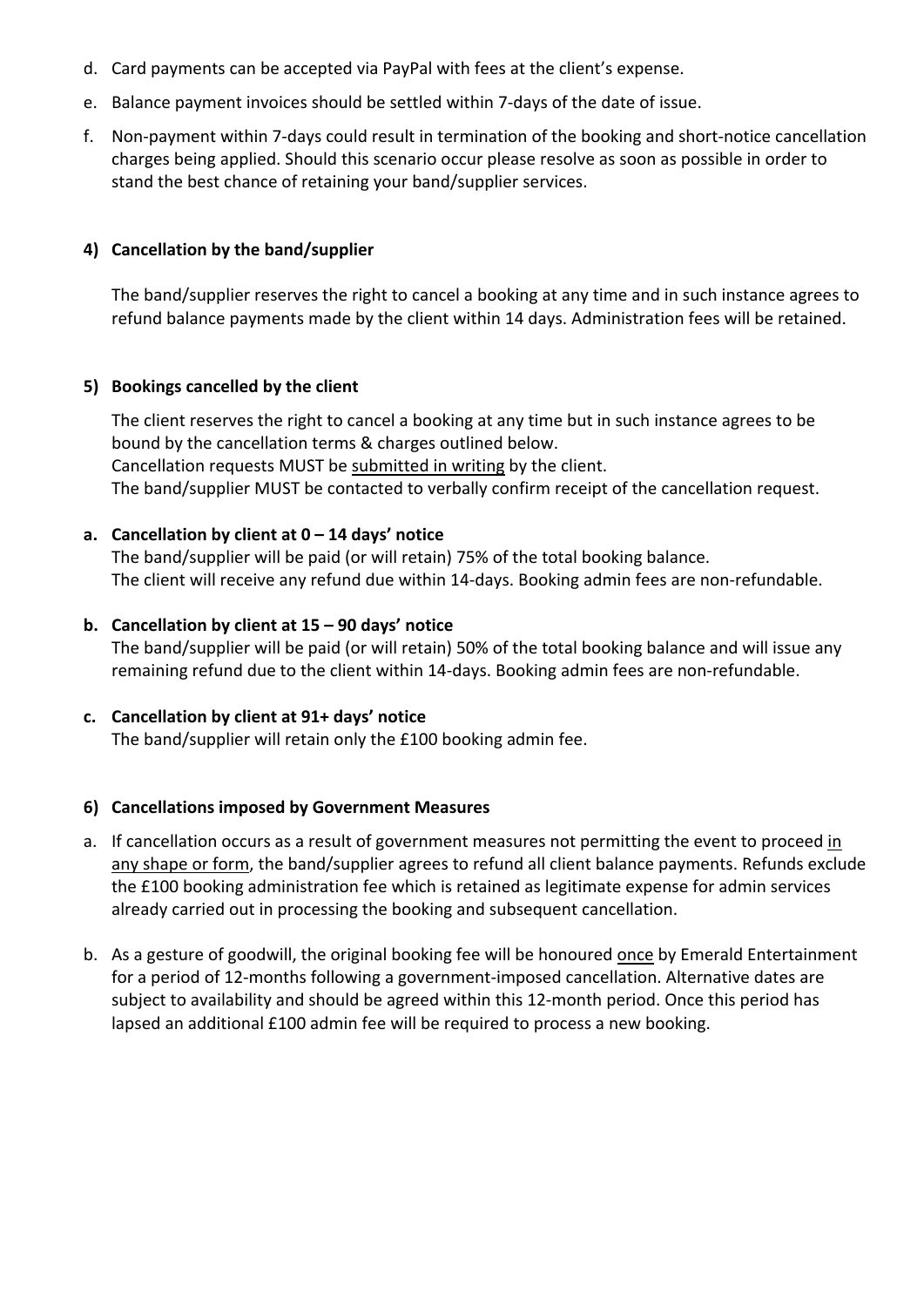d. Card payments can be accepted via PayPal with fees at the client's expense.

e. Balance payment invoices should be settled within 7-days of the date of issue.

f. Non-payment within 7-days could result in termination of the booking and short-notice cancellation charges being applied. Should this scenario occur please resolve as soon as possible in order to stand the best chance of retaining your band/supplier services.

**4) Cancellation by the band/supplier**

The band/supplier reserves the right to cancel a booking at any time and in such instance agrees to refund balance payments made by the client within 14 days. Administration fees will be retained.

**5) Bookings cancelled by the client**

The client reserves the right to cancel a booking at any time but in such instance agrees to be bound by the cancellation terms & charges outlined below.
Cancellation requests MUST be <u>submitted in writing</u> by the client.
The band/supplier MUST be contacted to verbally confirm receipt of the cancellation request.

**a. Cancellation by client at 0 – 14 days' notice**
The band/supplier will be paid (or will retain) 75% of the total booking balance.
The client will receive any refund due within 14-days. Booking admin fees are non-refundable.

**b. Cancellation by client at 15 – 90 days' notice**
The band/supplier will be paid (or will retain) 50% of the total booking balance and will issue any remaining refund due to the client within 14-days. Booking admin fees are non-refundable.

**c. Cancellation by client at 91+ days' notice**
The band/supplier will retain only the £100 booking admin fee.

**6) Cancellations imposed by Government Measures**

a. If cancellation occurs as a result of government measures not permitting the event to proceed <u>in any shape or form</u>, the band/supplier agrees to refund all client balance payments. Refunds exclude the £100 booking administration fee which is retained as legitimate expense for admin services already carried out in processing the booking and subsequent cancellation.

b. As a gesture of goodwill, the original booking fee will be honoured <u>once</u> by Emerald Entertainment for a period of 12-months following a government-imposed cancellation. Alternative dates are subject to availability and should be agreed within this 12-month period. Once this period has lapsed an additional £100 admin fee will be required to process a new booking.